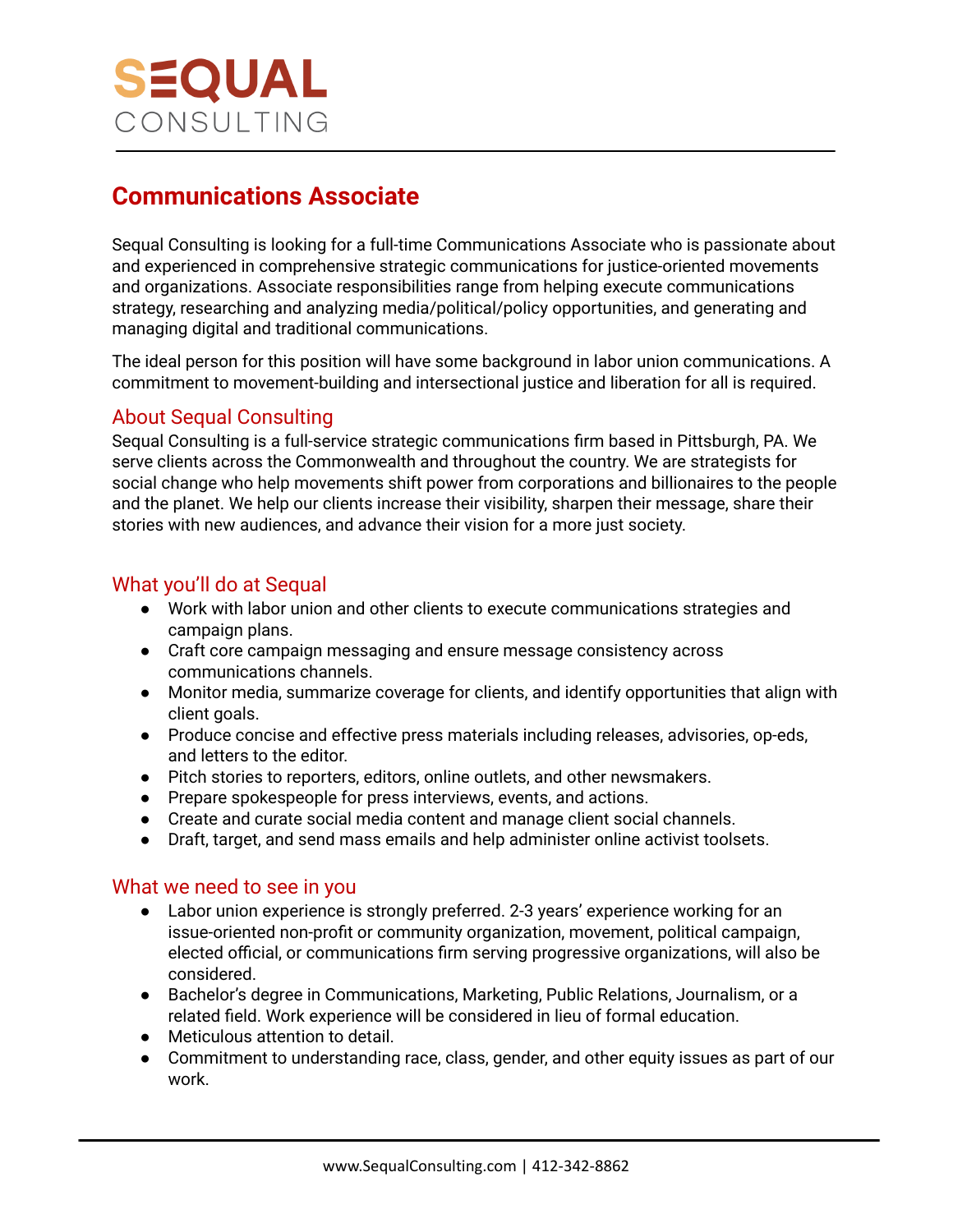# SEQUAL CONSULTING

## Communications Associate

Sequal Consulting is looking for a full-time Communications Associate who is passionate about and experienced in comprehensive strategic communications for justice-oriented movements and organizations. Associate responsibilities range from helping execute communications strategy, researching and analyzing media/political/policy opportunities, and generating and managing digital and traditional communications.

The ideal person for this position will have some background in labor union communications. A commitment to movement-building and intersectional justice and liberation for all is required.

### About Sequal Consulting

Sequal Consulting is a full-service strategic communications firm based in Pittsburgh, PA. We serve clients across the Commonwealth and throughout the country. We are strategists for social change who help movements shift power from corporations and billionaires to the people and the planet. We help our clients increase their visibility, sharpen their message, share their stories with new audiences, and advance their vision for a more just society.

### What you'll do at Sequal

- Work with labor union and other clients to execute communications strategies and campaign plans.
- Craft core campaign messaging and ensure message consistency across communications channels.
- Monitor media, summarize coverage for clients, and identify opportunities that align with client goals.
- Produce concise and effective press materials including releases, advisories, op-eds, and letters to the editor.
- Pitch stories to reporters, editors, online outlets, and other newsmakers.
- Prepare spokespeople for press interviews, events, and actions.
- Create and curate social media content and manage client social channels.
- Draft, target, and send mass emails and help administer online activist toolsets.

### What we need to see in you

- Labor union experience is strongly preferred. 2-3 years' experience working for an issue-oriented non-profit or community organization, movement, political campaign, elected official, or communications firm serving progressive organizations, will also be considered.
- Bachelor's degree in Communications, Marketing, Public Relations, Journalism, or a related field. Work experience will be considered in lieu of formal education.
- Meticulous attention to detail.
- Commitment to understanding race, class, gender, and other equity issues as part of our work.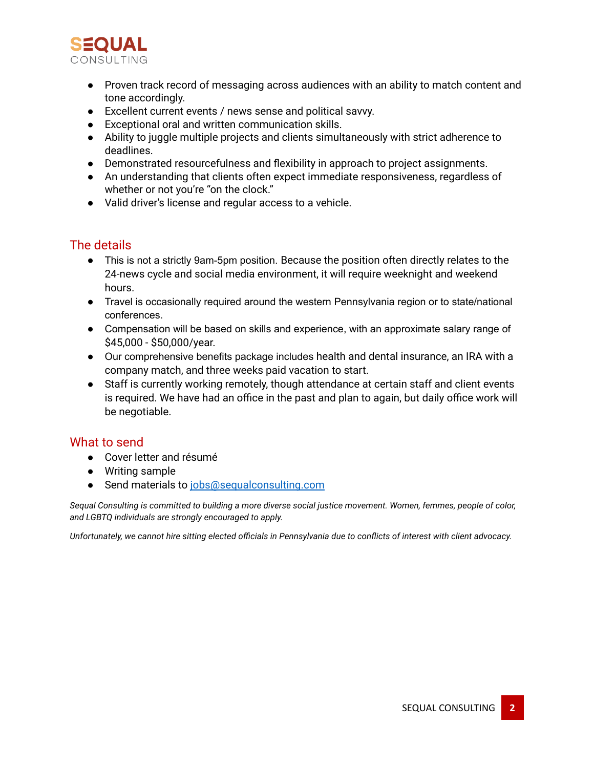- Proven track record of messaging across audiences with an ability to match content and tone accordingly.
- Excellent current events / news sense and political savvy.
- Exceptional oral and written communication skills.
- Ability to juggle multiple projects and clients simultaneously with strict adherence to deadlines.
- Demonstrated resourcefulness and flexibility in approach to project assignments.
- An understanding that clients often expect immediate responsiveness, regardless of whether or not you're "on the clock."
- Valid driver's license and regular access to a vehicle.

## The details

- This is not a strictly 9am-5pm position. Because the position often directly relates to the 24-news cycle and social media environment, it will require weeknight and weekend hours.
- Travel is occasionally required around the western Pennsylvania region or to state/national conferences.
- Compensation will be based on skills and experience, with an approximate salary range of $45,000 - $50,000/year.
- Our comprehensive benefits package includes health and dental insurance, an IRA with a company match, and three weeks paid vacation to start.
- Staff is currently working remotely, though attendance at certain staff and client events is required. We have had an office in the past and plan to again, but daily office work will be negotiable.

## What to send

- Cover letter and résumé
- Writing sample
- Send materials to [jobs@sequalconsulting.com](mailto:jobs@sequalconsulting.com)

*Sequal Consulting is committed to building a more diverse social justice movement. Women, femmes, people of color, and LGBTQ individuals are strongly encouraged to apply.*

*Unfortunately, we cannot hire sitting elected officials in Pennsylvania due to conflicts of interest with client advocacy.*